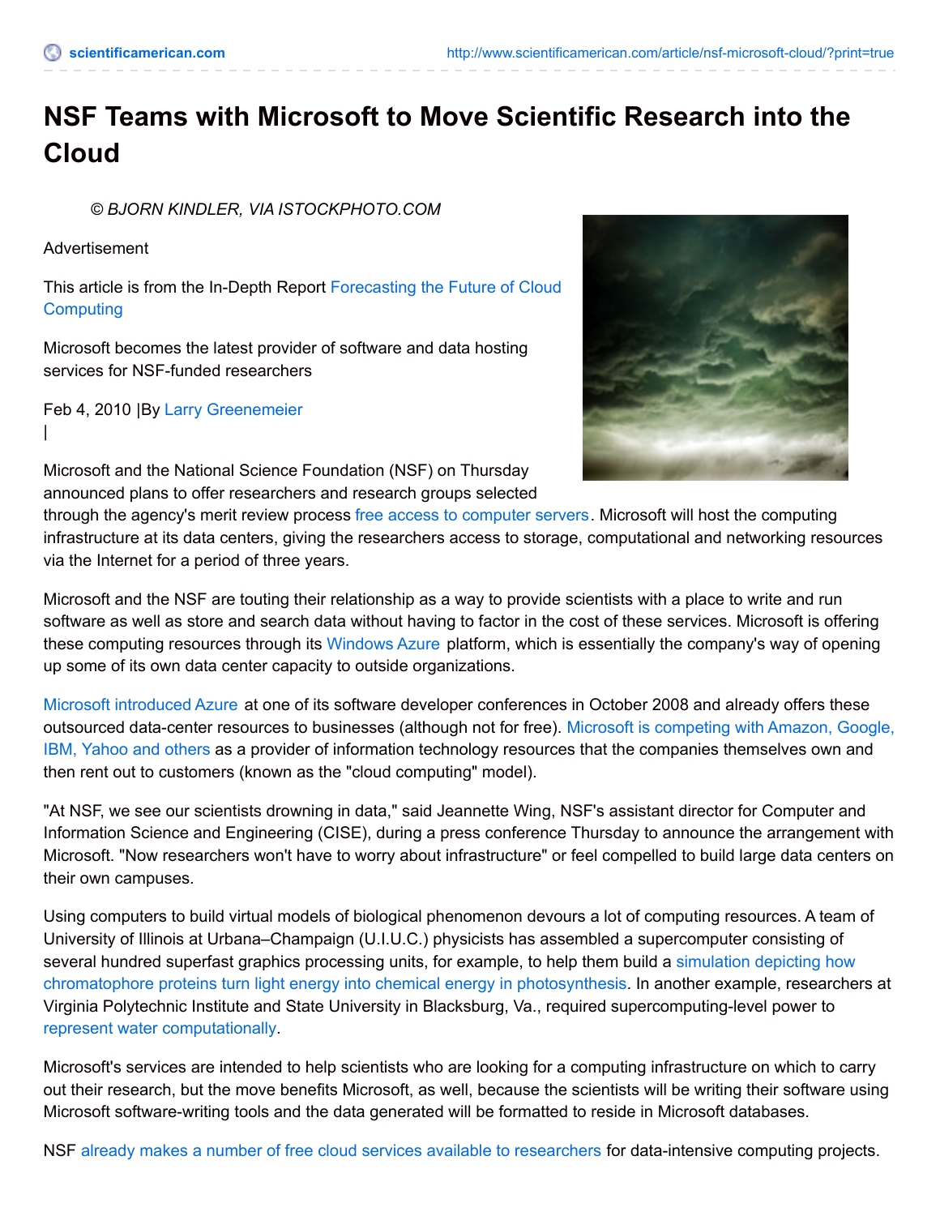# NSF Teams with Microsoft to Move Scientific Research into the Cloud

*© BJORN KINDLER, VIA ISTOCKPHOTO.COM*

Advertisement

This article is from the In-Depth Report Forecasting the Future of Cloud Computing

Microsoft becomes the latest provider of software and data hosting services for NSF-funded researchers

Feb 4, 2010 |By Larry Greenemeier
|

Microsoft and the National Science Foundation (NSF) on Thursday announced plans to offer researchers and research groups selected through the agency's merit review process free access to computer servers. Microsoft will host the computing infrastructure at its data centers, giving the researchers access to storage, computational and networking resources via the Internet for a period of three years.

Microsoft and the NSF are touting their relationship as a way to provide scientists with a place to write and run software as well as store and search data without having to factor in the cost of these services. Microsoft is offering these computing resources through its Windows Azure platform, which is essentially the company's way of opening up some of its own data center capacity to outside organizations.

Microsoft introduced Azure at one of its software developer conferences in October 2008 and already offers these outsourced data-center resources to businesses (although not for free). Microsoft is competing with Amazon, Google, IBM, Yahoo and others as a provider of information technology resources that the companies themselves own and then rent out to customers (known as the "cloud computing" model).

"At NSF, we see our scientists drowning in data," said Jeannette Wing, NSF's assistant director for Computer and Information Science and Engineering (CISE), during a press conference Thursday to announce the arrangement with Microsoft. "Now researchers won't have to worry about infrastructure" or feel compelled to build large data centers on their own campuses.

Using computers to build virtual models of biological phenomenon devours a lot of computing resources. A team of University of Illinois at Urbana–Champaign (U.I.U.C.) physicists has assembled a supercomputer consisting of several hundred superfast graphics processing units, for example, to help them build a simulation depicting how chromatophore proteins turn light energy into chemical energy in photosynthesis. In another example, researchers at Virginia Polytechnic Institute and State University in Blacksburg, Va., required supercomputing-level power to represent water computationally.

Microsoft's services are intended to help scientists who are looking for a computing infrastructure on which to carry out their research, but the move benefits Microsoft, as well, because the scientists will be writing their software using Microsoft software-writing tools and the data generated will be formatted to reside in Microsoft databases.

NSF already makes a number of free cloud services available to researchers for data-intensive computing projects.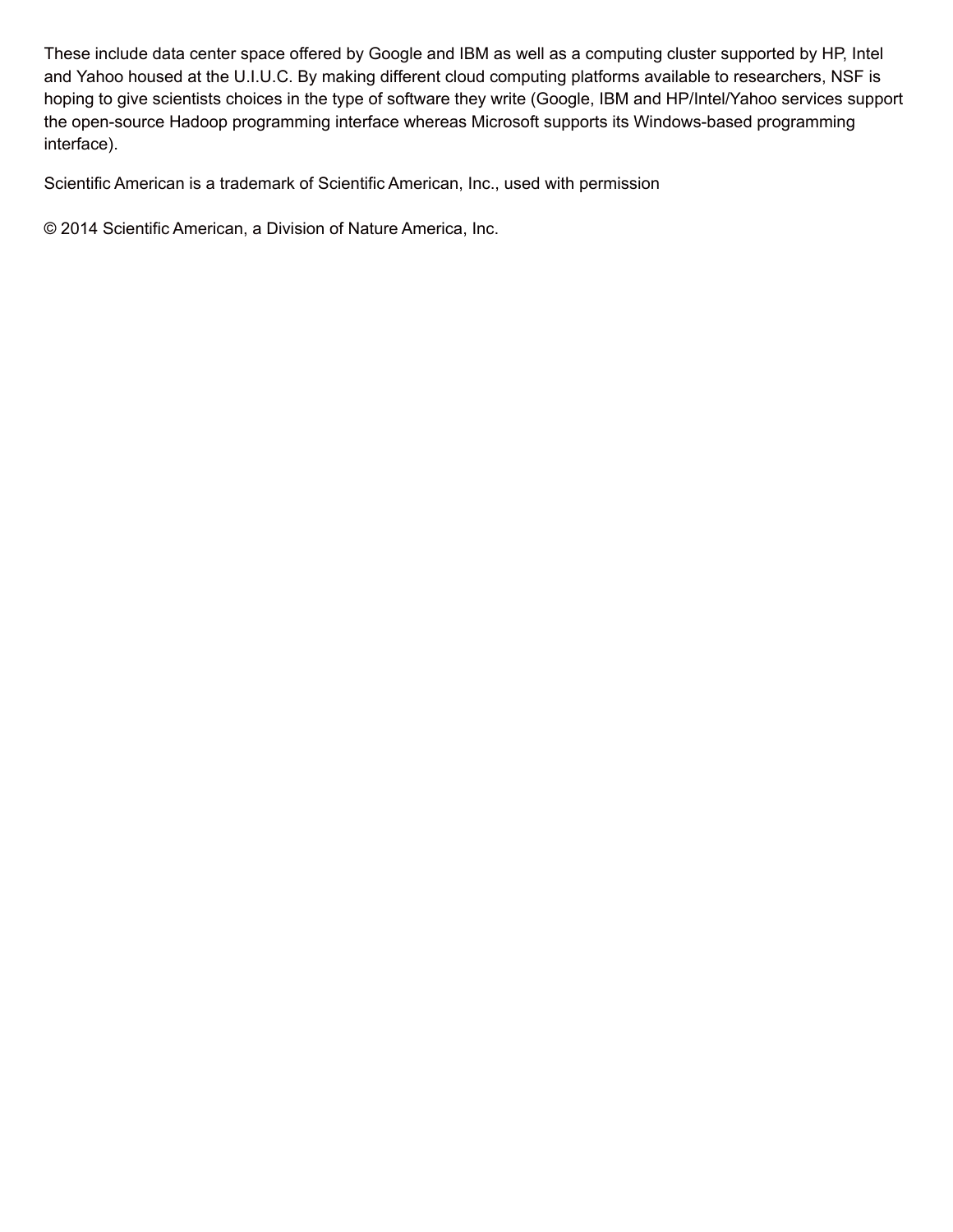These include data center space offered by Google and IBM as well as a computing cluster supported by HP, Intel and Yahoo housed at the U.I.U.C. By making different cloud computing platforms available to researchers, NSF is hoping to give scientists choices in the type of software they write (Google, IBM and HP/Intel/Yahoo services support the open-source Hadoop programming interface whereas Microsoft supports its Windows-based programming interface).

Scientific American is a trademark of Scientific American, Inc., used with permission

© 2014 Scientific American, a Division of Nature America, Inc.